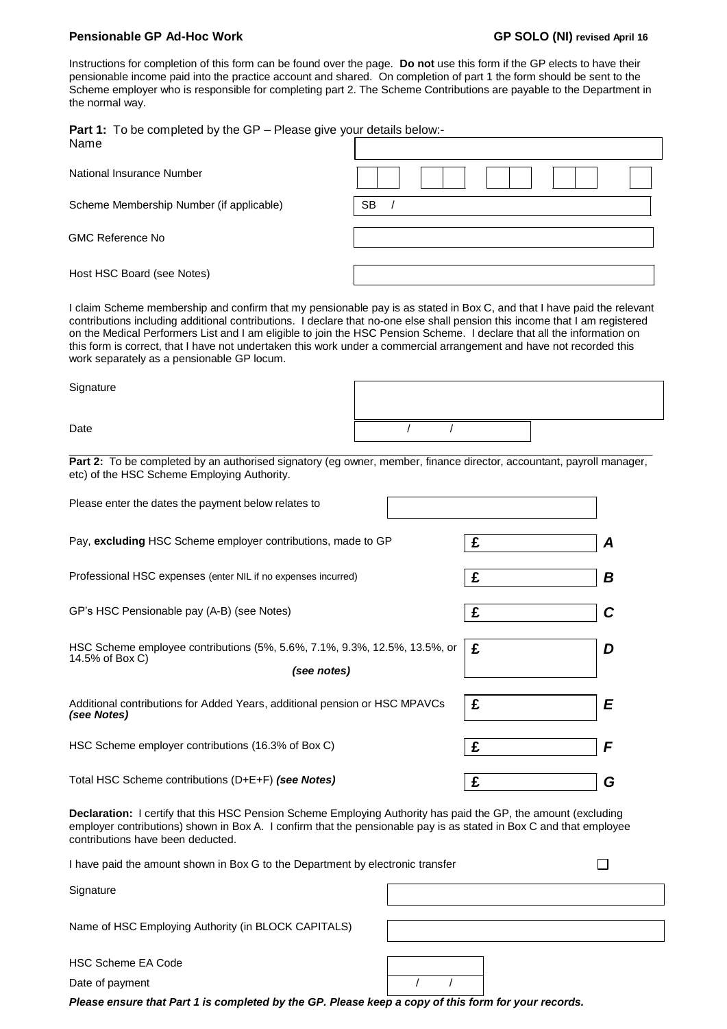**Pensionable GP Ad-Hoc Work** **GP SOLO (NI) revised April 16**

Instructions for completion of this form can be found over the page. **Do not** use this form if the GP elects to have their pensionable income paid into the practice account and shared. On completion of part 1 the form should be sent to the Scheme employer who is responsible for completing part 2. The Scheme Contributions are payable to the Department in the normal way.

**Part 1:** To be completed by the GP – Please give your details below:-

| | |
|---|---|
| Name | |
| National Insurance Number | |
| Scheme Membership Number (if applicable) | SB / |
| GMC Reference No | |
| Host HSC Board (see Notes) | |

I claim Scheme membership and confirm that my pensionable pay is as stated in Box C, and that I have paid the relevant contributions including additional contributions. I declare that no-one else shall pension this income that I am registered on the Medical Performers List and I am eligible to join the HSC Pension Scheme. I declare that all the information on this form is correct, that I have not undertaken this work under a commercial arrangement and have not recorded this work separately as a pensionable GP locum.

| | |
|---|---|
| Signature | |
| Date | / / |

**Part 2:** To be completed by an authorised signatory (eg owner, member, finance director, accountant, payroll manager, etc) of the HSC Scheme Employing Authority.

| | | |
|---|---|---|
| Please enter the dates the payment below relates to | | |
| Pay, **excluding** HSC Scheme employer contributions, made to GP | £ | ***A*** |
| Professional HSC expenses (enter NIL if no expenses incurred) | £ | ***B*** |
| GP's HSC Pensionable pay (A-B) (see Notes) | £ | ***C*** |
| HSC Scheme employee contributions (5%, 5.6%, 7.1%, 9.3%, 12.5%, 13.5%, or 14.5% of Box C) ***(see notes)*** | £ | ***D*** |
| Additional contributions for Added Years, additional pension or HSC MPAVCs ***(see Notes)*** | £ | ***E*** |
| HSC Scheme employer contributions (16.3% of Box C) | £ | ***F*** |
| Total HSC Scheme contributions (D+E+F) ***(see Notes)*** | £ | ***G*** |

**Declaration:** I certify that this HSC Pension Scheme Employing Authority has paid the GP, the amount (excluding employer contributions) shown in Box A. I confirm that the pensionable pay is as stated in Box C and that employee contributions have been deducted.

I have paid the amount shown in Box G to the Department by electronic transfer ☐

| | |
|---|---|
| Signature | |
| Name of HSC Employing Authority (in BLOCK CAPITALS) | |
| HSC Scheme EA Code | |
| Date of payment | / / |

***Please ensure that Part 1 is completed by the GP. Please keep a copy of this form for your records.***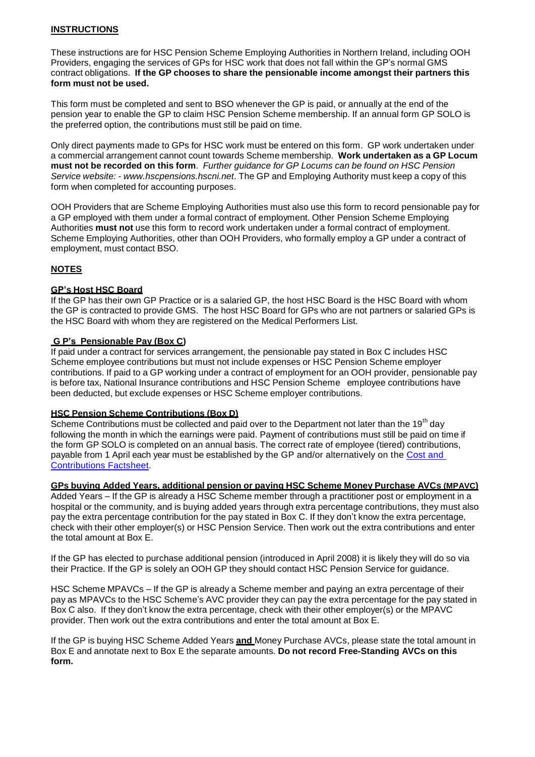## INSTRUCTIONS

These instructions are for HSC Pension Scheme Employing Authorities in Northern Ireland, including OOH Providers, engaging the services of GPs for HSC work that does not fall within the GP's normal GMS contract obligations. **If the GP chooses to share the pensionable income amongst their partners this form must not be used.**

This form must be completed and sent to BSO whenever the GP is paid, or annually at the end of the pension year to enable the GP to claim HSC Pension Scheme membership. If an annual form GP SOLO is the preferred option, the contributions must still be paid on time.

Only direct payments made to GPs for HSC work must be entered on this form. GP work undertaken under a commercial arrangement cannot count towards Scheme membership. **Work undertaken as a GP Locum must not be recorded on this form**. *Further guidance for GP Locums can be found on HSC Pension Service website: - www.hscpensions.hscni.net*. The GP and Employing Authority must keep a copy of this form when completed for accounting purposes.

OOH Providers that are Scheme Employing Authorities must also use this form to record pensionable pay for a GP employed with them under a formal contract of employment. Other Pension Scheme Employing Authorities **must not** use this form to record work undertaken under a formal contract of employment. Scheme Employing Authorities, other than OOH Providers, who formally employ a GP under a contract of employment, must contact BSO.

## NOTES

### GP's Host HSC Board

If the GP has their own GP Practice or is a salaried GP, the host HSC Board is the HSC Board with whom the GP is contracted to provide GMS. The host HSC Board for GPs who are not partners or salaried GPs is the HSC Board with whom they are registered on the Medical Performers List.

### G P's Pensionable Pay (Box C)

If paid under a contract for services arrangement, the pensionable pay stated in Box C includes HSC Scheme employee contributions but must not include expenses or HSC Pension Scheme employer contributions. If paid to a GP working under a contract of employment for an OOH provider, pensionable pay is before tax, National Insurance contributions and HSC Pension Scheme employee contributions have been deducted, but exclude expenses or HSC Scheme employer contributions.

### HSC Pension Scheme Contributions (Box D)

Scheme Contributions must be collected and paid over to the Department not later than the 19th day following the month in which the earnings were paid. Payment of contributions must still be paid on time if the form GP SOLO is completed on an annual basis. The correct rate of employee (tiered) contributions, payable from 1 April each year must be established by the GP and/or alternatively on the Cost and Contributions Factsheet.

### GPs buying Added Years, additional pension or paying HSC Scheme Money Purchase AVCs (MPAVC)

Added Years – If the GP is already a HSC Scheme member through a practitioner post or employment in a hospital or the community, and is buying added years through extra percentage contributions, they must also pay the extra percentage contribution for the pay stated in Box C. If they don't know the extra percentage, check with their other employer(s) or HSC Pension Service. Then work out the extra contributions and enter the total amount at Box E.

If the GP has elected to purchase additional pension (introduced in April 2008) it is likely they will do so via their Practice. If the GP is solely an OOH GP they should contact HSC Pension Service for guidance.

HSC Scheme MPAVCs – If the GP is already a Scheme member and paying an extra percentage of their pay as MPAVCs to the HSC Scheme's AVC provider they can pay the extra percentage for the pay stated in Box C also. If they don't know the extra percentage, check with their other employer(s) or the MPAVC provider. Then work out the extra contributions and enter the total amount at Box E.

If the GP is buying HSC Scheme Added Years **and** Money Purchase AVCs, please state the total amount in Box E and annotate next to Box E the separate amounts. **Do not record Free-Standing AVCs on this form.**